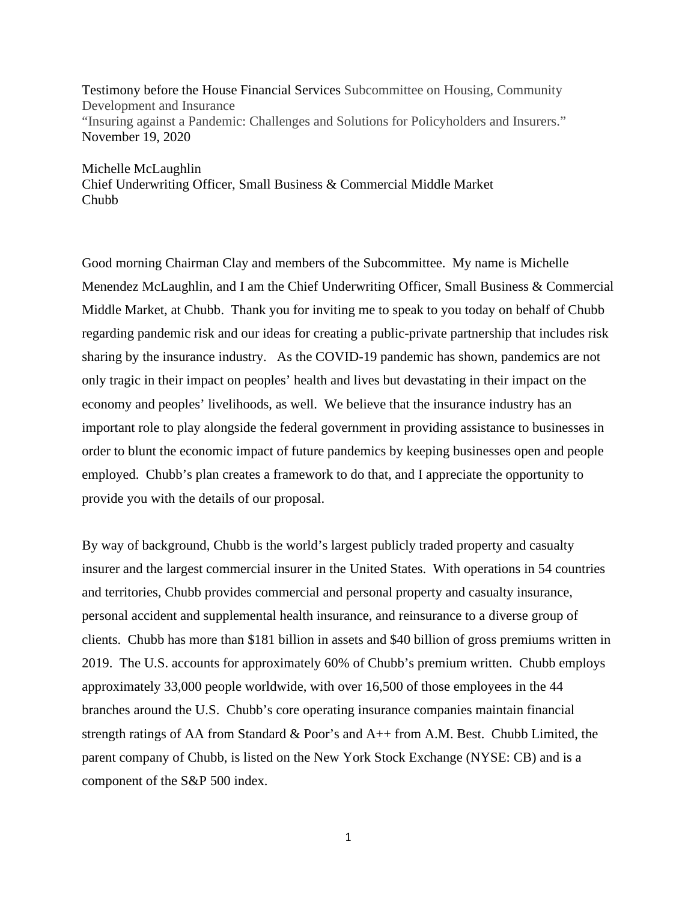Testimony before the House Financial Services Subcommittee on Housing, Community Development and Insurance
"Insuring against a Pandemic: Challenges and Solutions for Policyholders and Insurers."
November 19, 2020

Michelle McLaughlin
Chief Underwriting Officer, Small Business & Commercial Middle Market
Chubb

Good morning Chairman Clay and members of the Subcommittee. My name is Michelle Menendez McLaughlin, and I am the Chief Underwriting Officer, Small Business & Commercial Middle Market, at Chubb. Thank you for inviting me to speak to you today on behalf of Chubb regarding pandemic risk and our ideas for creating a public-private partnership that includes risk sharing by the insurance industry. As the COVID-19 pandemic has shown, pandemics are not only tragic in their impact on peoples' health and lives but devastating in their impact on the economy and peoples' livelihoods, as well. We believe that the insurance industry has an important role to play alongside the federal government in providing assistance to businesses in order to blunt the economic impact of future pandemics by keeping businesses open and people employed. Chubb's plan creates a framework to do that, and I appreciate the opportunity to provide you with the details of our proposal.

By way of background, Chubb is the world's largest publicly traded property and casualty insurer and the largest commercial insurer in the United States. With operations in 54 countries and territories, Chubb provides commercial and personal property and casualty insurance, personal accident and supplemental health insurance, and reinsurance to a diverse group of clients. Chubb has more than $181 billion in assets and $40 billion of gross premiums written in 2019. The U.S. accounts for approximately 60% of Chubb's premium written. Chubb employs approximately 33,000 people worldwide, with over 16,500 of those employees in the 44 branches around the U.S. Chubb's core operating insurance companies maintain financial strength ratings of AA from Standard & Poor's and A++ from A.M. Best. Chubb Limited, the parent company of Chubb, is listed on the New York Stock Exchange (NYSE: CB) and is a component of the S&P 500 index.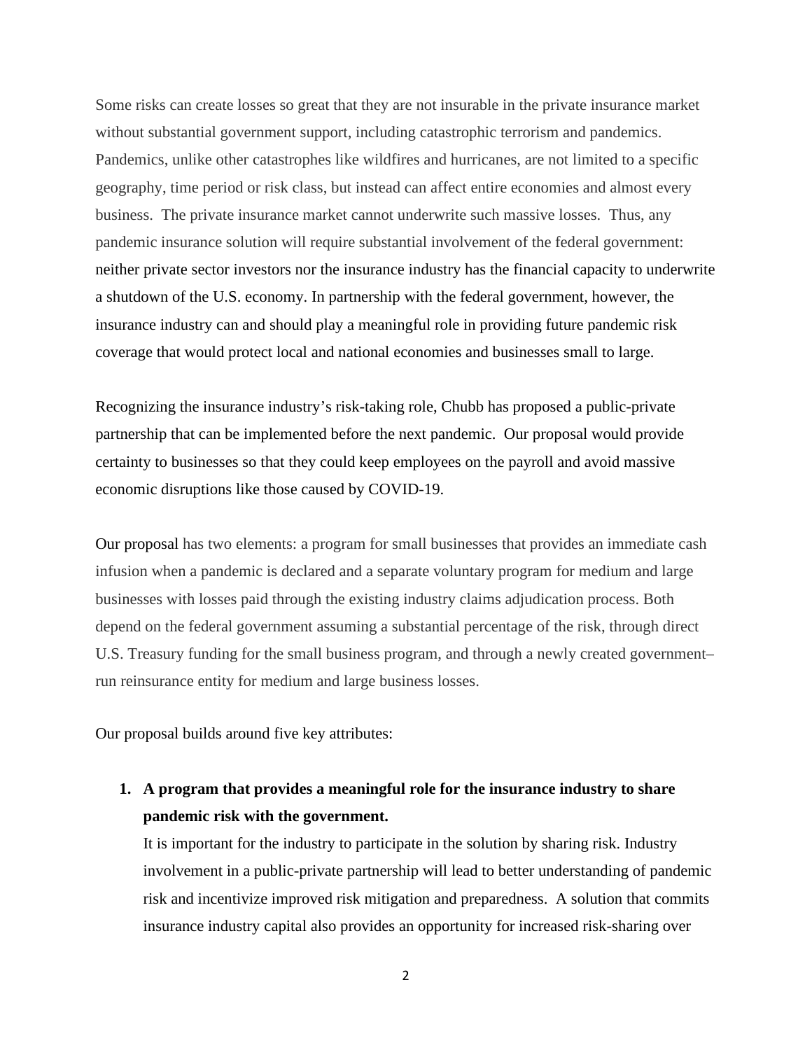Some risks can create losses so great that they are not insurable in the private insurance market without substantial government support, including catastrophic terrorism and pandemics. Pandemics, unlike other catastrophes like wildfires and hurricanes, are not limited to a specific geography, time period or risk class, but instead can affect entire economies and almost every business. The private insurance market cannot underwrite such massive losses. Thus, any pandemic insurance solution will require substantial involvement of the federal government: neither private sector investors nor the insurance industry has the financial capacity to underwrite a shutdown of the U.S. economy. In partnership with the federal government, however, the insurance industry can and should play a meaningful role in providing future pandemic risk coverage that would protect local and national economies and businesses small to large.

Recognizing the insurance industry's risk-taking role, Chubb has proposed a public-private partnership that can be implemented before the next pandemic. Our proposal would provide certainty to businesses so that they could keep employees on the payroll and avoid massive economic disruptions like those caused by COVID-19.

Our proposal has two elements: a program for small businesses that provides an immediate cash infusion when a pandemic is declared and a separate voluntary program for medium and large businesses with losses paid through the existing industry claims adjudication process. Both depend on the federal government assuming a substantial percentage of the risk, through direct U.S. Treasury funding for the small business program, and through a newly created government–run reinsurance entity for medium and large business losses.

Our proposal builds around five key attributes:

1. **A program that provides a meaningful role for the insurance industry to share pandemic risk with the government.**
   It is important for the industry to participate in the solution by sharing risk. Industry involvement in a public-private partnership will lead to better understanding of pandemic risk and incentivize improved risk mitigation and preparedness. A solution that commits insurance industry capital also provides an opportunity for increased risk-sharing over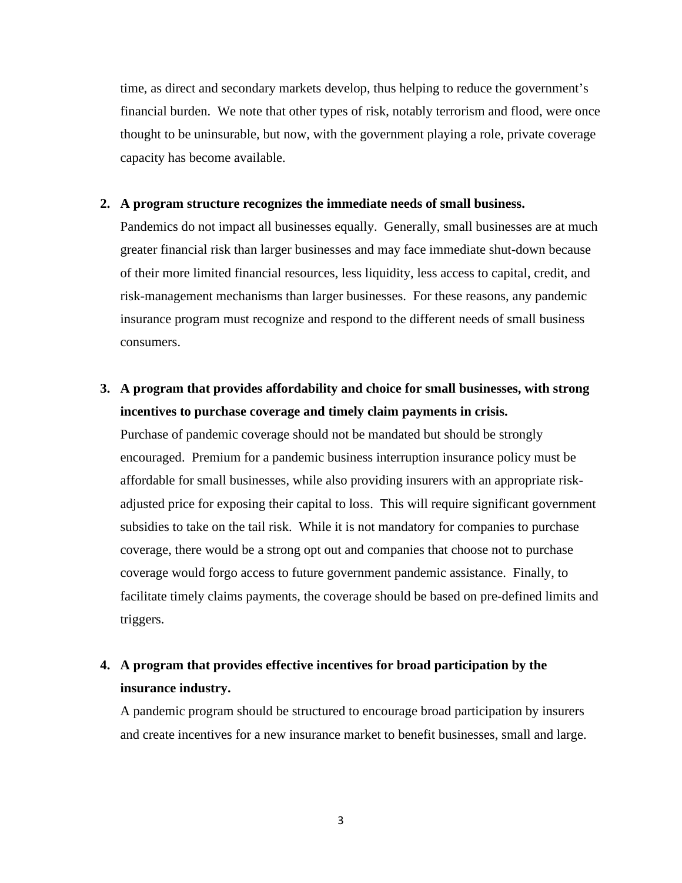time, as direct and secondary markets develop, thus helping to reduce the government's financial burden. We note that other types of risk, notably terrorism and flood, were once thought to be uninsurable, but now, with the government playing a role, private coverage capacity has become available.

2. **A program structure recognizes the immediate needs of small business.**
   Pandemics do not impact all businesses equally. Generally, small businesses are at much greater financial risk than larger businesses and may face immediate shut-down because of their more limited financial resources, less liquidity, less access to capital, credit, and risk-management mechanisms than larger businesses. For these reasons, any pandemic insurance program must recognize and respond to the different needs of small business consumers.

3. **A program that provides affordability and choice for small businesses, with strong incentives to purchase coverage and timely claim payments in crisis.**
   Purchase of pandemic coverage should not be mandated but should be strongly encouraged. Premium for a pandemic business interruption insurance policy must be affordable for small businesses, while also providing insurers with an appropriate risk-adjusted price for exposing their capital to loss. This will require significant government subsidies to take on the tail risk. While it is not mandatory for companies to purchase coverage, there would be a strong opt out and companies that choose not to purchase coverage would forgo access to future government pandemic assistance. Finally, to facilitate timely claims payments, the coverage should be based on pre-defined limits and triggers.

4. **A program that provides effective incentives for broad participation by the insurance industry.**
   A pandemic program should be structured to encourage broad participation by insurers and create incentives for a new insurance market to benefit businesses, small and large.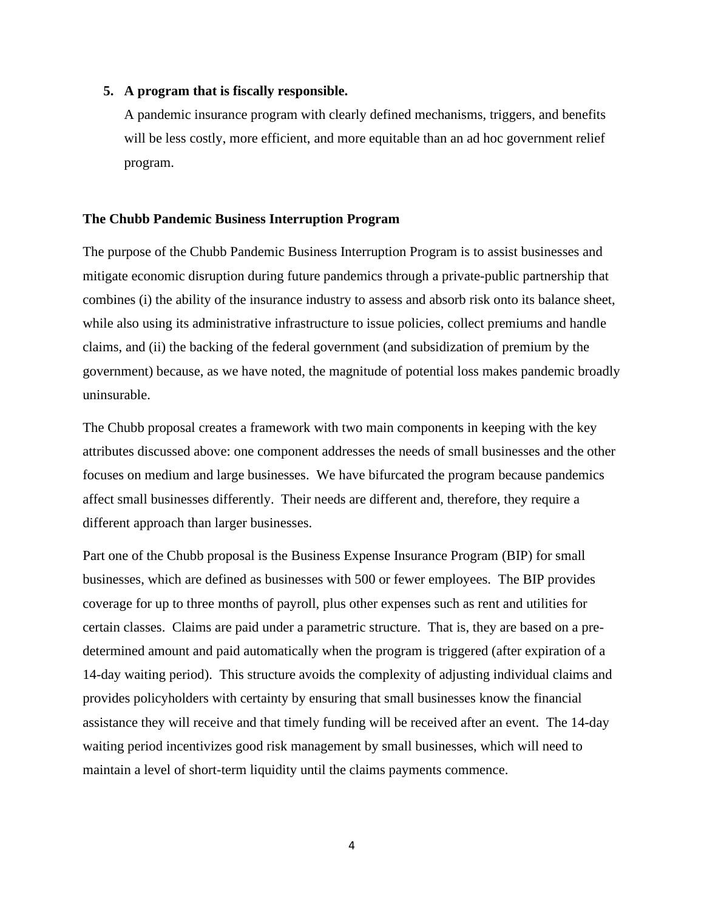5. **A program that is fiscally responsible.**

   A pandemic insurance program with clearly defined mechanisms, triggers, and benefits will be less costly, more efficient, and more equitable than an ad hoc government relief program.

**The Chubb Pandemic Business Interruption Program**

The purpose of the Chubb Pandemic Business Interruption Program is to assist businesses and mitigate economic disruption during future pandemics through a private-public partnership that combines (i) the ability of the insurance industry to assess and absorb risk onto its balance sheet, while also using its administrative infrastructure to issue policies, collect premiums and handle claims, and (ii) the backing of the federal government (and subsidization of premium by the government) because, as we have noted, the magnitude of potential loss makes pandemic broadly uninsurable.

The Chubb proposal creates a framework with two main components in keeping with the key attributes discussed above: one component addresses the needs of small businesses and the other focuses on medium and large businesses. We have bifurcated the program because pandemics affect small businesses differently. Their needs are different and, therefore, they require a different approach than larger businesses.

Part one of the Chubb proposal is the Business Expense Insurance Program (BIP) for small businesses, which are defined as businesses with 500 or fewer employees. The BIP provides coverage for up to three months of payroll, plus other expenses such as rent and utilities for certain classes. Claims are paid under a parametric structure. That is, they are based on a pre-determined amount and paid automatically when the program is triggered (after expiration of a 14-day waiting period). This structure avoids the complexity of adjusting individual claims and provides policyholders with certainty by ensuring that small businesses know the financial assistance they will receive and that timely funding will be received after an event. The 14-day waiting period incentivizes good risk management by small businesses, which will need to maintain a level of short-term liquidity until the claims payments commence.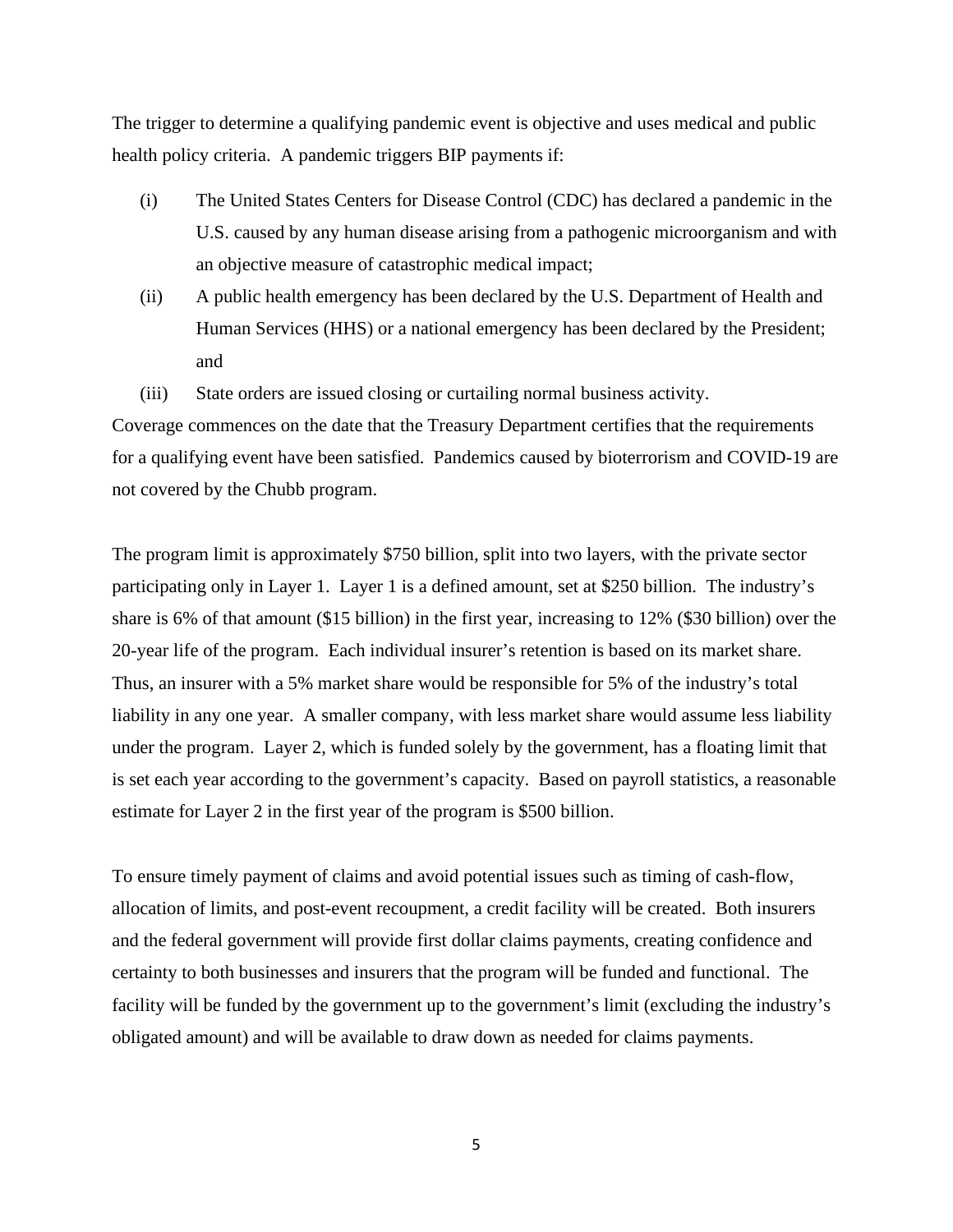The trigger to determine a qualifying pandemic event is objective and uses medical and public health policy criteria. A pandemic triggers BIP payments if:

(i) The United States Centers for Disease Control (CDC) has declared a pandemic in the U.S. caused by any human disease arising from a pathogenic microorganism and with an objective measure of catastrophic medical impact;

(ii) A public health emergency has been declared by the U.S. Department of Health and Human Services (HHS) or a national emergency has been declared by the President; and

(iii) State orders are issued closing or curtailing normal business activity.

Coverage commences on the date that the Treasury Department certifies that the requirements for a qualifying event have been satisfied. Pandemics caused by bioterrorism and COVID-19 are not covered by the Chubb program.

The program limit is approximately $750 billion, split into two layers, with the private sector participating only in Layer 1. Layer 1 is a defined amount, set at $250 billion. The industry's share is 6% of that amount ($15 billion) in the first year, increasing to 12% ($30 billion) over the 20-year life of the program. Each individual insurer's retention is based on its market share. Thus, an insurer with a 5% market share would be responsible for 5% of the industry's total liability in any one year. A smaller company, with less market share would assume less liability under the program. Layer 2, which is funded solely by the government, has a floating limit that is set each year according to the government's capacity. Based on payroll statistics, a reasonable estimate for Layer 2 in the first year of the program is $500 billion.

To ensure timely payment of claims and avoid potential issues such as timing of cash-flow, allocation of limits, and post-event recoupment, a credit facility will be created. Both insurers and the federal government will provide first dollar claims payments, creating confidence and certainty to both businesses and insurers that the program will be funded and functional. The facility will be funded by the government up to the government's limit (excluding the industry's obligated amount) and will be available to draw down as needed for claims payments.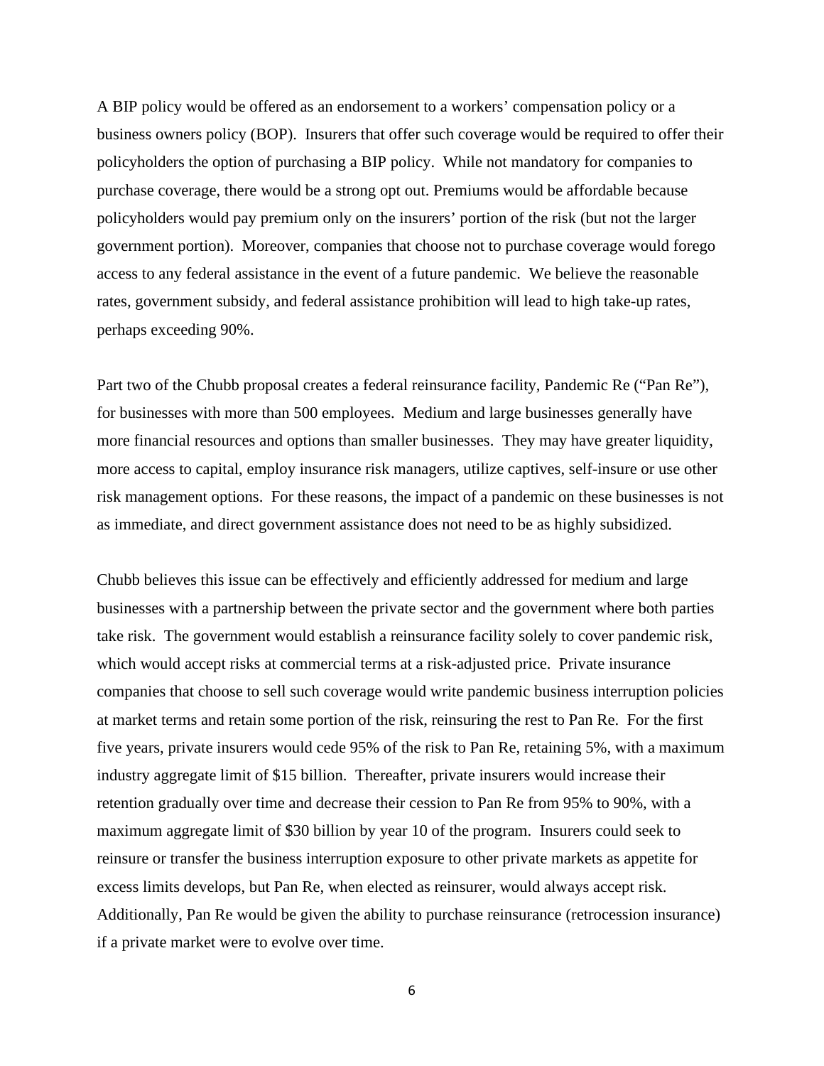A BIP policy would be offered as an endorsement to a workers' compensation policy or a business owners policy (BOP). Insurers that offer such coverage would be required to offer their policyholders the option of purchasing a BIP policy. While not mandatory for companies to purchase coverage, there would be a strong opt out. Premiums would be affordable because policyholders would pay premium only on the insurers' portion of the risk (but not the larger government portion). Moreover, companies that choose not to purchase coverage would forego access to any federal assistance in the event of a future pandemic. We believe the reasonable rates, government subsidy, and federal assistance prohibition will lead to high take-up rates, perhaps exceeding 90%.

Part two of the Chubb proposal creates a federal reinsurance facility, Pandemic Re ("Pan Re"), for businesses with more than 500 employees. Medium and large businesses generally have more financial resources and options than smaller businesses. They may have greater liquidity, more access to capital, employ insurance risk managers, utilize captives, self-insure or use other risk management options. For these reasons, the impact of a pandemic on these businesses is not as immediate, and direct government assistance does not need to be as highly subsidized.

Chubb believes this issue can be effectively and efficiently addressed for medium and large businesses with a partnership between the private sector and the government where both parties take risk. The government would establish a reinsurance facility solely to cover pandemic risk, which would accept risks at commercial terms at a risk-adjusted price. Private insurance companies that choose to sell such coverage would write pandemic business interruption policies at market terms and retain some portion of the risk, reinsuring the rest to Pan Re. For the first five years, private insurers would cede 95% of the risk to Pan Re, retaining 5%, with a maximum industry aggregate limit of $15 billion. Thereafter, private insurers would increase their retention gradually over time and decrease their cession to Pan Re from 95% to 90%, with a maximum aggregate limit of $30 billion by year 10 of the program. Insurers could seek to reinsure or transfer the business interruption exposure to other private markets as appetite for excess limits develops, but Pan Re, when elected as reinsurer, would always accept risk. Additionally, Pan Re would be given the ability to purchase reinsurance (retrocession insurance) if a private market were to evolve over time.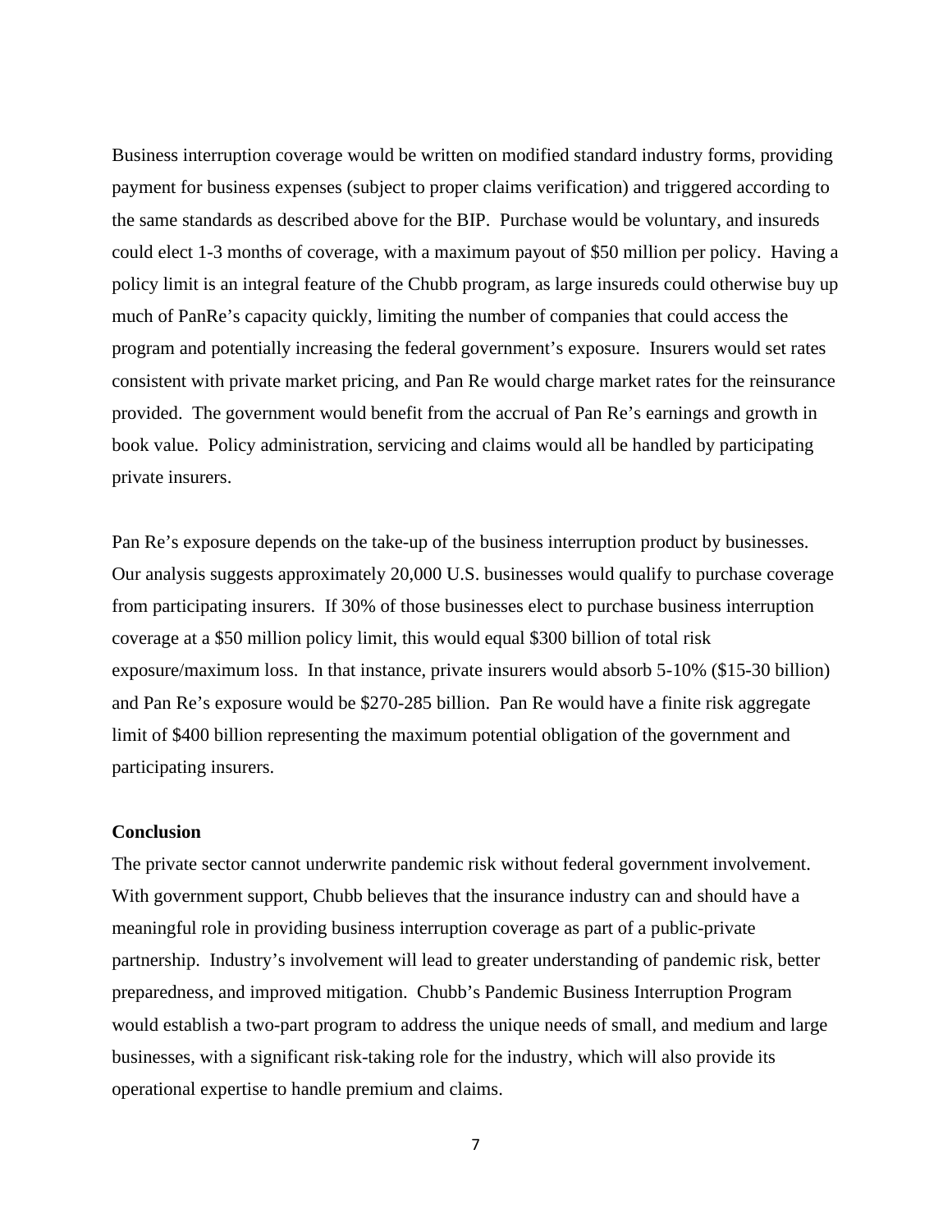Business interruption coverage would be written on modified standard industry forms, providing payment for business expenses (subject to proper claims verification) and triggered according to the same standards as described above for the BIP. Purchase would be voluntary, and insureds could elect 1-3 months of coverage, with a maximum payout of $50 million per policy. Having a policy limit is an integral feature of the Chubb program, as large insureds could otherwise buy up much of PanRe's capacity quickly, limiting the number of companies that could access the program and potentially increasing the federal government's exposure. Insurers would set rates consistent with private market pricing, and Pan Re would charge market rates for the reinsurance provided. The government would benefit from the accrual of Pan Re's earnings and growth in book value. Policy administration, servicing and claims would all be handled by participating private insurers.

Pan Re's exposure depends on the take-up of the business interruption product by businesses. Our analysis suggests approximately 20,000 U.S. businesses would qualify to purchase coverage from participating insurers. If 30% of those businesses elect to purchase business interruption coverage at a $50 million policy limit, this would equal $300 billion of total risk exposure/maximum loss. In that instance, private insurers would absorb 5-10% ($15-30 billion) and Pan Re's exposure would be $270-285 billion. Pan Re would have a finite risk aggregate limit of $400 billion representing the maximum potential obligation of the government and participating insurers.

**Conclusion**

The private sector cannot underwrite pandemic risk without federal government involvement. With government support, Chubb believes that the insurance industry can and should have a meaningful role in providing business interruption coverage as part of a public-private partnership. Industry's involvement will lead to greater understanding of pandemic risk, better preparedness, and improved mitigation. Chubb's Pandemic Business Interruption Program would establish a two-part program to address the unique needs of small, and medium and large businesses, with a significant risk-taking role for the industry, which will also provide its operational expertise to handle premium and claims.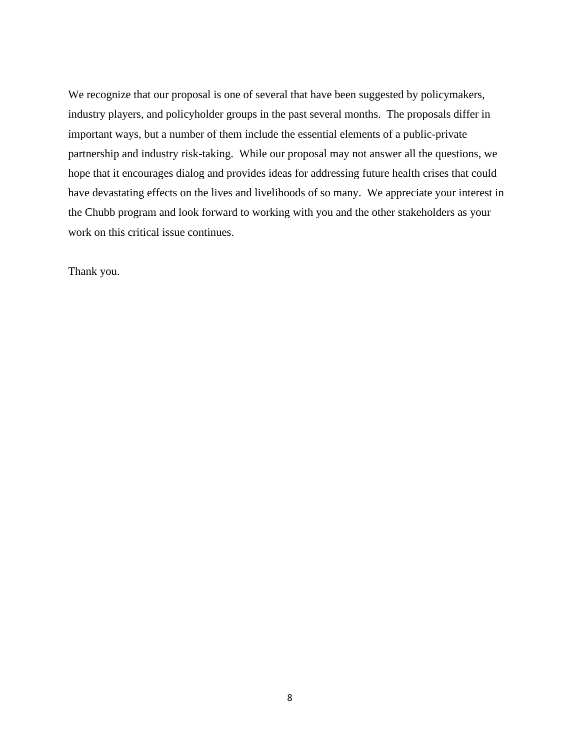We recognize that our proposal is one of several that have been suggested by policymakers, industry players, and policyholder groups in the past several months. The proposals differ in important ways, but a number of them include the essential elements of a public-private partnership and industry risk-taking. While our proposal may not answer all the questions, we hope that it encourages dialog and provides ideas for addressing future health crises that could have devastating effects on the lives and livelihoods of so many. We appreciate your interest in the Chubb program and look forward to working with you and the other stakeholders as your work on this critical issue continues.

Thank you.